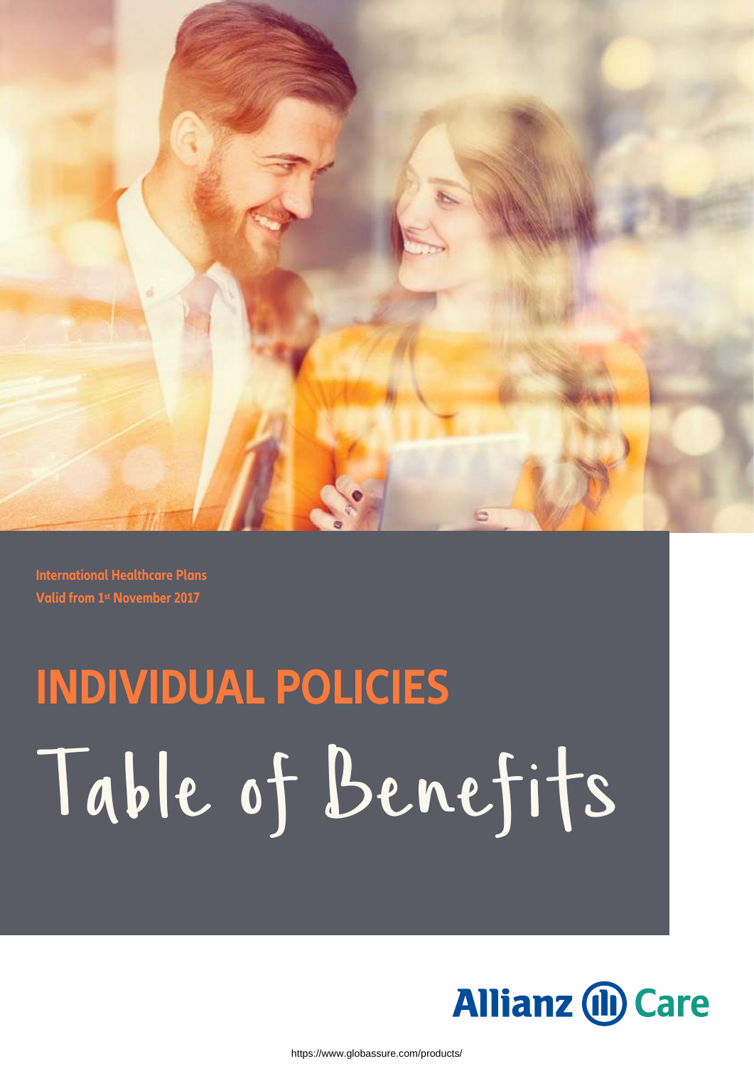International Healthcare Plans
Valid from 1st November 2017

# INDIVIDUAL POLICIES

# Table of Benefits

Allianz Care

https://www.globassure.com/products/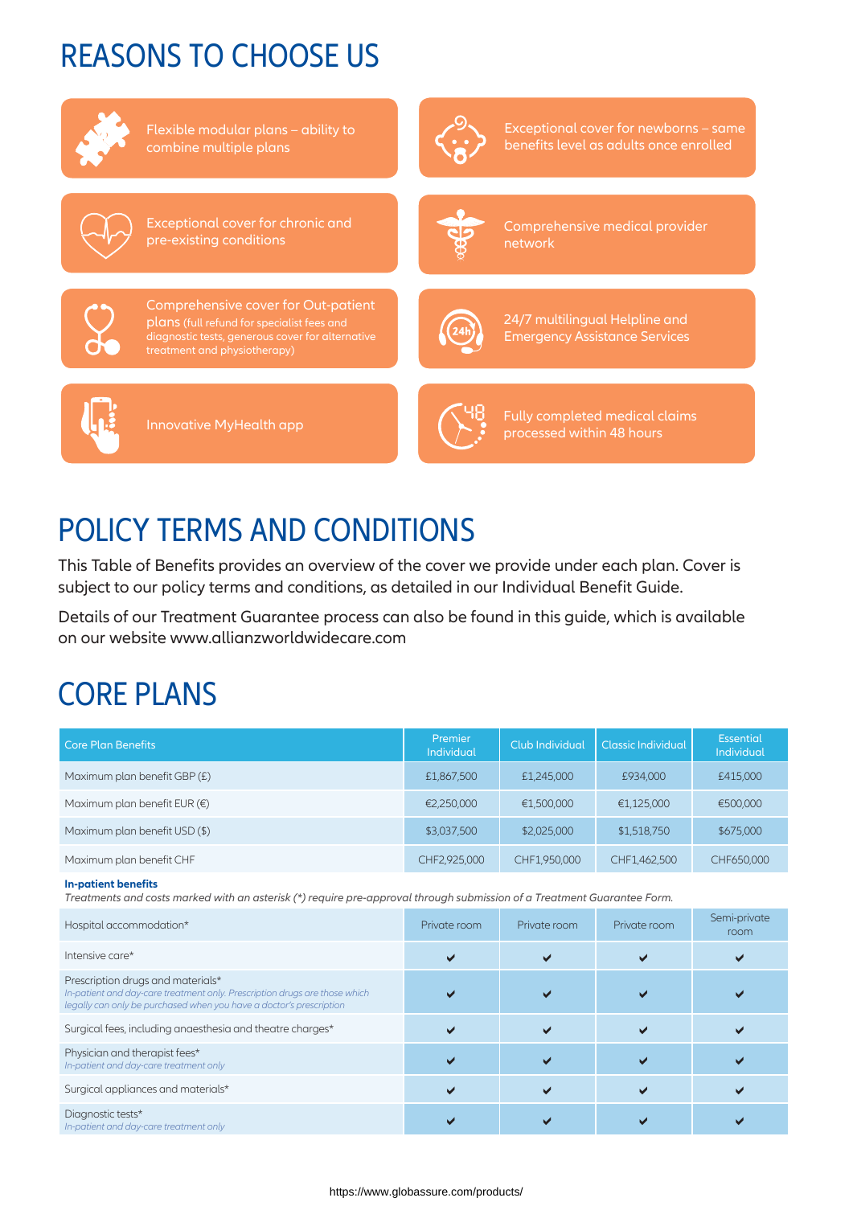# REASONS TO CHOOSE US

- Flexible modular plans – ability to combine multiple plans
- Exceptional cover for newborns – same benefits level as adults once enrolled
- Exceptional cover for chronic and pre-existing conditions
- Comprehensive medical provider network
- Comprehensive cover for Out-patient plans (full refund for specialist fees and diagnostic tests, generous cover for alternative treatment and physiotherapy)
- 24/7 multilingual Helpline and Emergency Assistance Services
- Innovative MyHealth app
- Fully completed medical claims processed within 48 hours

# POLICY TERMS AND CONDITIONS

This Table of Benefits provides an overview of the cover we provide under each plan. Cover is subject to our policy terms and conditions, as detailed in our Individual Benefit Guide.

Details of our Treatment Guarantee process can also be found in this guide, which is available on our website www.allianzworldwidecare.com

# CORE PLANS

| Core Plan Benefits | Premier Individual | Club Individual | Classic Individual | Essential Individual |
|---|---|---|---|---|
| Maximum plan benefit GBP (£) | £1,867,500 | £1,245,000 | £934,000 | £415,000 |
| Maximum plan benefit EUR (€) | €2,250,000 | €1,500,000 | €1,125,000 | €500,000 |
| Maximum plan benefit USD ($) | $3,037,500 | $2,025,000 | $1,518,750 | $675,000 |
| Maximum plan benefit CHF | CHF2,925,000 | CHF1,950,000 | CHF1,462,500 | CHF650,000 |

**In-patient benefits**
*Treatments and costs marked with an asterisk (*) require pre-approval through submission of a Treatment Guarantee Form.*

| | | | | |
|---|---|---|---|---|
| Hospital accommodation* | Private room | Private room | Private room | Semi-private room |
| Intensive care* | ✔ | ✔ | ✔ | ✔ |
| Prescription drugs and materials* *In-patient and day-care treatment only. Prescription drugs are those which legally can only be purchased when you have a doctor's prescription* | ✔ | ✔ | ✔ | ✔ |
| Surgical fees, including anaesthesia and theatre charges* | ✔ | ✔ | ✔ | ✔ |
| Physician and therapist fees* *In-patient and day-care treatment only* | ✔ | ✔ | ✔ | ✔ |
| Surgical appliances and materials* | ✔ | ✔ | ✔ | ✔ |
| Diagnostic tests* *In-patient and day-care treatment only* | ✔ | ✔ | ✔ | ✔ |

https://www.globassure.com/products/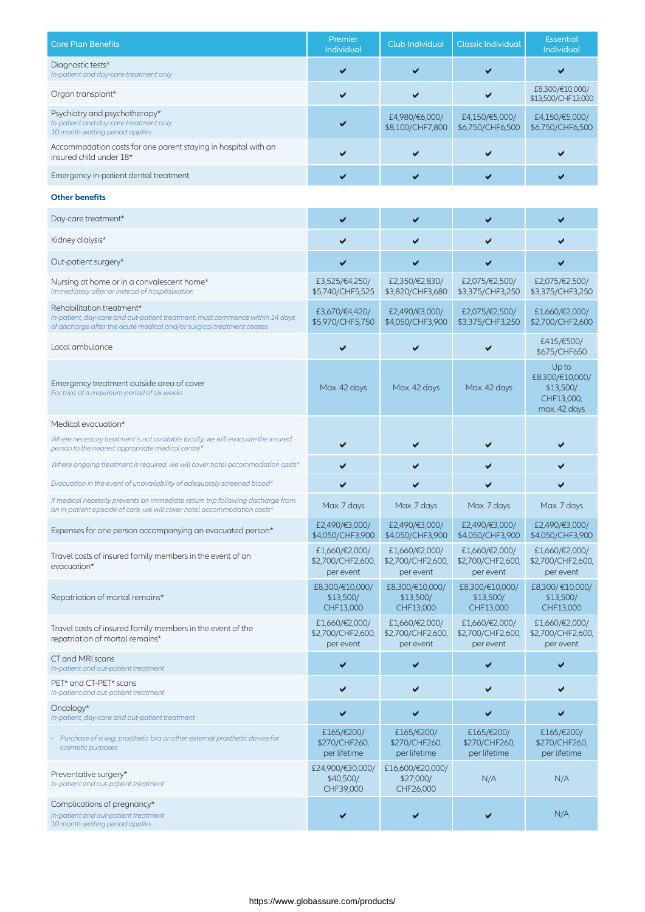| Core Plan Benefits | Premier Individual | Club Individual | Classic Individual | Essential Individual |
|---|---|---|---|---|
| Diagnostic tests* *In-patient and day-care treatment only* | ✔ | ✔ | ✔ | ✔ |
| Organ transplant* | ✔ | ✔ | ✔ | £8,300/€10,000/ $13,500/CHF13,000 |
| Psychiatry and psychotherapy* *In-patient and day-care treatment only* *10 month waiting period applies* | ✔ | £4,980/€6,000/ $8,100/CHF7,800 | £4,150/€5,000/ $6,750/CHF6,500 | £4,150/€5,000/ $6,750/CHF6,500 |
| Accommodation costs for one parent staying in hospital with an insured child under 18* | ✔ | ✔ | ✔ | ✔ |
| Emergency in-patient dental treatment | ✔ | ✔ | ✔ | ✔ |
| **Other benefits** | | | | |
| Day-care treatment* | ✔ | ✔ | ✔ | ✔ |
| Kidney dialysis* | ✔ | ✔ | ✔ | ✔ |
| Out-patient surgery* | ✔ | ✔ | ✔ | ✔ |
| Nursing at home or in a convalescent home* *Immediately after or instead of hospitalisation* | £3,525/€4,250/ $5,740/CHF5,525 | £2,350/€2,830/ $3,820/CHF3,680 | £2,075/€2,500/ $3,375/CHF3,250 | £2,075/€2,500/ $3,375/CHF3,250 |
| Rehabilitation treatment* *In-patient, day-care and out-patient treatment; must commence within 14 days of discharge after the acute medical and/or surgical treatment ceases* | £3,670/€4,420/ $5,970/CHF5,750 | £2,490/€3,000/ $4,050/CHF3,900 | £2,075/€2,500/ $3,375/CHF3,250 | £1,660/€2,000/ $2,700/CHF2,600 |
| Local ambulance | ✔ | ✔ | ✔ | £415/€500/ $675/CHF650 |
| Emergency treatment outside area of cover *For trips of a maximum period of six weeks* | Max. 42 days | Max. 42 days | Max. 42 days | Up to £8,300/€10,000/ $13,500/ CHF13,000, max. 42 days |
| Medical evacuation* | | | | |
| *Where necessary treatment is not available locally, we will evacuate the insured person to the nearest appropriate medical centre** | ✔ | ✔ | ✔ | ✔ |
| *Where ongoing treatment is required, we will cover hotel accommodation costs** | ✔ | ✔ | ✔ | ✔ |
| *Evacuation in the event of unavailability of adequately screened blood** | ✔ | ✔ | ✔ | ✔ |
| *If medical necessity prevents an immediate return trip following discharge from an in-patient episode of care, we will cover hotel accommodation costs** | Max. 7 days | Max. 7 days | Max. 7 days | Max. 7 days |
| Expenses for one person accompanying an evacuated person* | £2,490/€3,000/ $4,050/CHF3,900 | £2,490/€3,000/ $4,050/CHF3,900 | £2,490/€3,000/ $4,050/CHF3,900 | £2,490/€3,000/ $4,050/CHF3,900 |
| Travel costs of insured family members in the event of an evacuation* | £1,660/€2,000/ $2,700/CHF2,600, per event | £1,660/€2,000/ $2,700/CHF2,600, per event | £1,660/€2,000/ $2,700/CHF2,600, per event | £1,660/€2,000/ $2,700/CHF2,600, per event |
| Repatriation of mortal remains* | £8,300/€10,000/ $13,500/ CHF13,000 | £8,300/€10,000/ $13,500/ CHF13,000 | £8,300/€10,000/ $13,500/ CHF13,000 | £8,300/ €10,000/ $13,500/ CHF13,000 |
| Travel costs of insured family members in the event of the repatriation of mortal remains* | £1,660/€2,000/ $2,700/CHF2,600, per event | £1,660/€2,000/ $2,700/CHF2,600, per event | £1,660/€2,000/ $2,700/CHF2,600, per event | £1,660/€2,000/ $2,700/CHF2,600, per event |
| CT and MRI scans *In-patient and out-patient treatment* | ✔ | ✔ | ✔ | ✔ |
| PET* and CT-PET* scans *In-patient and out-patient treatment* | ✔ | ✔ | ✔ | ✔ |
| Oncology* *In-patient, day-care and out-patient treatment* | ✔ | ✔ | ✔ | ✔ |
| - *Purchase of a wig, prosthetic bra or other external prosthetic device for cosmetic purposes* | £165/€200/ $270/CHF260, per lifetime | £165/€200/ $270/CHF260, per lifetime | £165/€200/ $270/CHF260, per lifetime | £165/€200/ $270/CHF260, per lifetime |
| Preventative surgery* *In-patient and out-patient treatment* | £24,900/€30,000/ $40,500/ CHF39,000 | £16,600/€20,000/ $27,000/ CHF26,000 | N/A | N/A |
| Complications of pregnancy* *In-patient and out-patient treatment* *10 month waiting period applies* | ✔ | ✔ | ✔ | N/A |

https://www.globassure.com/products/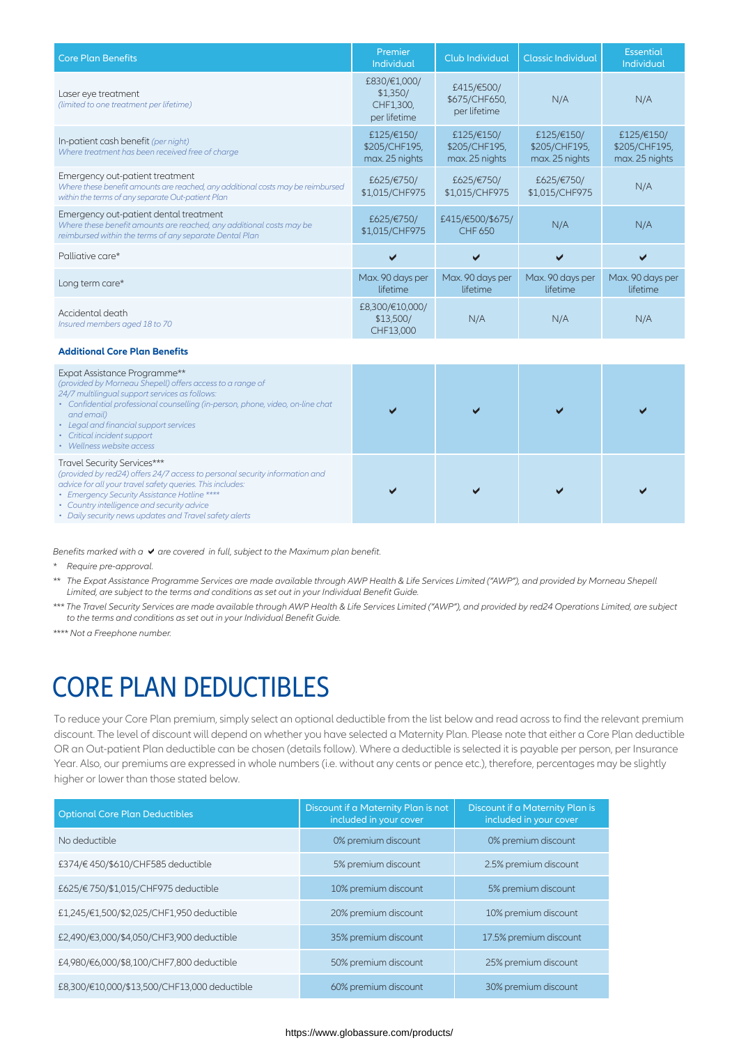| Core Plan Benefits | Premier Individual | Club Individual | Classic Individual | Essential Individual |
|---|---|---|---|---|
| Laser eye treatment *(limited to one treatment per lifetime)* | £830/€1,000/ $1,350/ CHF1,300, per lifetime | £415/€500/ $675/CHF650, per lifetime | N/A | N/A |
| In-patient cash benefit *(per night)* *Where treatment has been received free of charge* | £125/€150/ $205/CHF195, max. 25 nights | £125/€150/ $205/CHF195, max. 25 nights | £125/€150/ $205/CHF195, max. 25 nights | £125/€150/ $205/CHF195, max. 25 nights |
| Emergency out-patient treatment *Where these benefit amounts are reached, any additional costs may be reimbursed within the terms of any separate Out-patient Plan* | £625/€750/ $1,015/CHF975 | £625/€750/ $1,015/CHF975 | £625/€750/ $1,015/CHF975 | N/A |
| Emergency out-patient dental treatment *Where these benefit amounts are reached, any additional costs may be reimbursed within the terms of any separate Dental Plan* | £625/€750/ $1,015/CHF975 | £415/€500/$675/ CHF 650 | N/A | N/A |
| Palliative care* | ✔ | ✔ | ✔ | ✔ |
| Long term care* | Max. 90 days per lifetime | Max. 90 days per lifetime | Max. 90 days per lifetime | Max. 90 days per lifetime |
| Accidental death *Insured members aged 18 to 70* | £8,300/€10,000/ $13,500/ CHF13,000 | N/A | N/A | N/A |
| **Additional Core Plan Benefits** | | | | |
| Expat Assistance Programme** *(provided by Morneau Shepell) offers access to a range of 24/7 multilingual support services as follows:* • *Confidential professional counselling (in-person, phone, video, on-line chat and email)* • *Legal and financial support services* • *Critical incident support* • *Wellness website access* | ✔ | ✔ | ✔ | ✔ |
| Travel Security Services*** *(provided by red24) offers 24/7 access to personal security information and advice for all your travel safety queries. This includes:* • *Emergency Security Assistance Hotline *****  • *Country intelligence and security advice* • *Daily security news updates and Travel safety alerts* | ✔ | ✔ | ✔ | ✔ |

*Benefits marked with a ✔ are covered in full, subject to the Maximum plan benefit.*

\* *Require pre-approval.*

\*\* *The Expat Assistance Programme Services are made available through AWP Health & Life Services Limited ("AWP"), and provided by Morneau Shepell Limited, are subject to the terms and conditions as set out in your Individual Benefit Guide.*

\*\*\* *The Travel Security Services are made available through AWP Health & Life Services Limited ("AWP"), and provided by red24 Operations Limited, are subject to the terms and conditions as set out in your Individual Benefit Guide.*

\*\*\*\* *Not a Freephone number.*

# CORE PLAN DEDUCTIBLES

To reduce your Core Plan premium, simply select an optional deductible from the list below and read across to find the relevant premium discount. The level of discount will depend on whether you have selected a Maternity Plan. Please note that either a Core Plan deductible OR an Out-patient Plan deductible can be chosen (details follow). Where a deductible is selected it is payable per person, per Insurance Year. Also, our premiums are expressed in whole numbers (i.e. without any cents or pence etc.), therefore, percentages may be slightly higher or lower than those stated below.

| Optional Core Plan Deductibles | Discount if a Maternity Plan is not included in your cover | Discount if a Maternity Plan is included in your cover |
|---|---|---|
| No deductible | 0% premium discount | 0% premium discount |
| £374/€ 450/$610/CHF585 deductible | 5% premium discount | 2.5% premium discount |
| £625/€ 750/$1,015/CHF975 deductible | 10% premium discount | 5% premium discount |
| £1,245/€1,500/$2,025/CHF1,950 deductible | 20% premium discount | 10% premium discount |
| £2,490/€3,000/$4,050/CHF3,900 deductible | 35% premium discount | 17.5% premium discount |
| £4,980/€6,000/$8,100/CHF7,800 deductible | 50% premium discount | 25% premium discount |
| £8,300/€10,000/$13,500/CHF13,000 deductible | 60% premium discount | 30% premium discount |

https://www.globassure.com/products/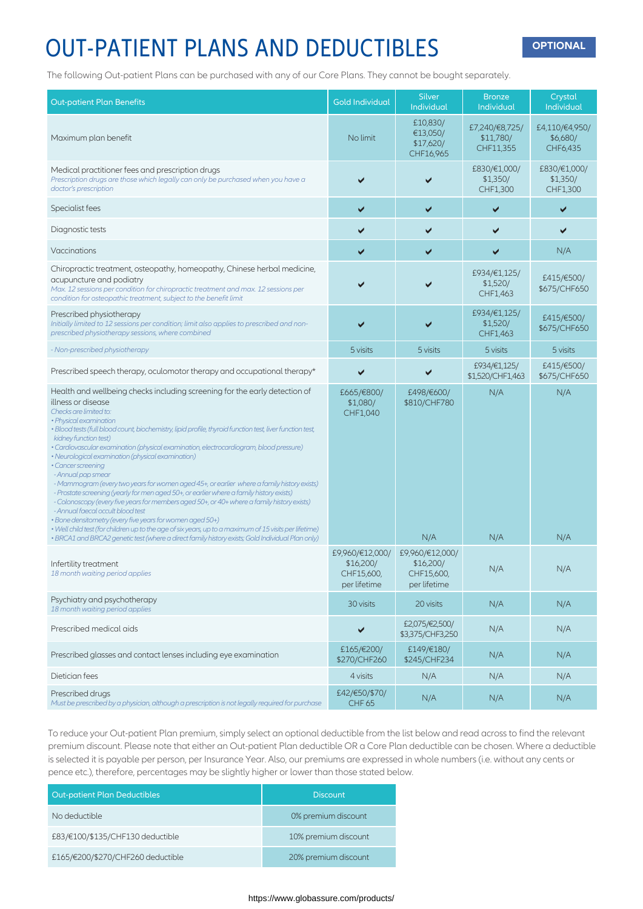# OUT-PATIENT PLANS AND DEDUCTIBLES

**OPTIONAL**

The following Out-patient Plans can be purchased with any of our Core Plans. They cannot be bought separately.

| Out-patient Plan Benefits | Gold Individual | Silver Individual | Bronze Individual | Crystal Individual |
|---|---|---|---|---|
| Maximum plan benefit | No limit | £10,830/ €13,050/ $17,620/ CHF16,965 | £7,240/€8,725/ $11,780/ CHF11,355 | £4,110/€4,950/ $6,680/ CHF6,435 |
| Medical practitioner fees and prescription drugs<br>*Prescription drugs are those which legally can only be purchased when you have a doctor's prescription* | ✔ | ✔ | £830/€1,000/ $1,350/ CHF1,300 | £830/€1,000/ $1,350/ CHF1,300 |
| Specialist fees | ✔ | ✔ | ✔ | ✔ |
| Diagnostic tests | ✔ | ✔ | ✔ | ✔ |
| Vaccinations | ✔ | ✔ | ✔ | N/A |
| Chiropractic treatment, osteopathy, homeopathy, Chinese herbal medicine, acupuncture and podiatry<br>*Max. 12 sessions per condition for chiropractic treatment and max. 12 sessions per condition for osteopathic treatment, subject to the benefit limit* | ✔ | ✔ | £934/€1,125/ $1,520/ CHF1,463 | £415/€500/ $675/CHF650 |
| Prescribed physiotherapy<br>*Initially limited to 12 sessions per condition; limit also applies to prescribed and non-prescribed physiotherapy sessions, where combined* | ✔ | ✔ | £934/€1,125/ $1,520/ CHF1,463 | £415/€500/ $675/CHF650 |
| *- Non-prescribed physiotherapy* | 5 visits | 5 visits | 5 visits | 5 visits |
| Prescribed speech therapy, oculomotor therapy and occupational therapy* | ✔ | ✔ | £934/€1,125/ $1,520/CHF1,463 | £415/€500/ $675/CHF650 |
| Health and wellbeing checks including screening for the early detection of illness or disease<br>*Checks are limited to:*<br>*• Physical examination*<br>*• Blood tests (full blood count, biochemistry, lipid profile, thyroid function test, liver function test, kidney function test)*<br>*• Cardiovascular examination (physical examination, electrocardiogram, blood pressure)*<br>*• Neurological examination (physical examination)*<br>*• Cancer screening*<br>*- Annual pap smear*<br>*- Mammogram (every two years for women aged 45+, or earlier where a family history exists)*<br>*- Prostate screening (yearly for men aged 50+, or earlier where a family history exists)*<br>*- Colonoscopy (every five years for members aged 50+, or 40+ where a family history exists)*<br>*- Annual faecal occult blood test*<br>*• Bone densitometry (every five years for women aged 50+)*<br>*• Well child test (for children up to the age of six years, up to a maximum of 15 visits per lifetime)*<br>*• BRCA1 and BRCA2 genetic test (where a direct family history exists; Gold Individual Plan only)* | £665/€800/ $1,080/ CHF1,040 | £498/€600/ $810/CHF780<br>N/A | N/A<br>N/A | N/A<br>N/A |
| Infertility treatment<br>*18 month waiting period applies* | £9,960/€12,000/ $16,200/ CHF15,600, per lifetime | £9,960/€12,000/ $16,200/ CHF15,600, per lifetime | N/A | N/A |
| Psychiatry and psychotherapy<br>*18 month waiting period applies* | 30 visits | 20 visits | N/A | N/A |
| Prescribed medical aids | ✔ | £2,075/€2,500/ $3,375/CHF3,250 | N/A | N/A |
| Prescribed glasses and contact lenses including eye examination | £165/€200/ $270/CHF260 | £149/€180/ $245/CHF234 | N/A | N/A |
| Dietician fees | 4 visits | N/A | N/A | N/A |
| Prescribed drugs<br>*Must be prescribed by a physician, although a prescription is not legally required for purchase* | £42/€50/$70/ CHF 65 | N/A | N/A | N/A |

To reduce your Out-patient Plan premium, simply select an optional deductible from the list below and read across to find the relevant premium discount. Please note that either an Out-patient Plan deductible OR a Core Plan deductible can be chosen. Where a deductible is selected it is payable per person, per Insurance Year. Also, our premiums are expressed in whole numbers (i.e. without any cents or pence etc.), therefore, percentages may be slightly higher or lower than those stated below.

| Out-patient Plan Deductibles | Discount |
|---|---|
| No deductible | 0% premium discount |
| £83/€100/$135/CHF130 deductible | 10% premium discount |
| £165/€200/$270/CHF260 deductible | 20% premium discount |

https://www.globassure.com/products/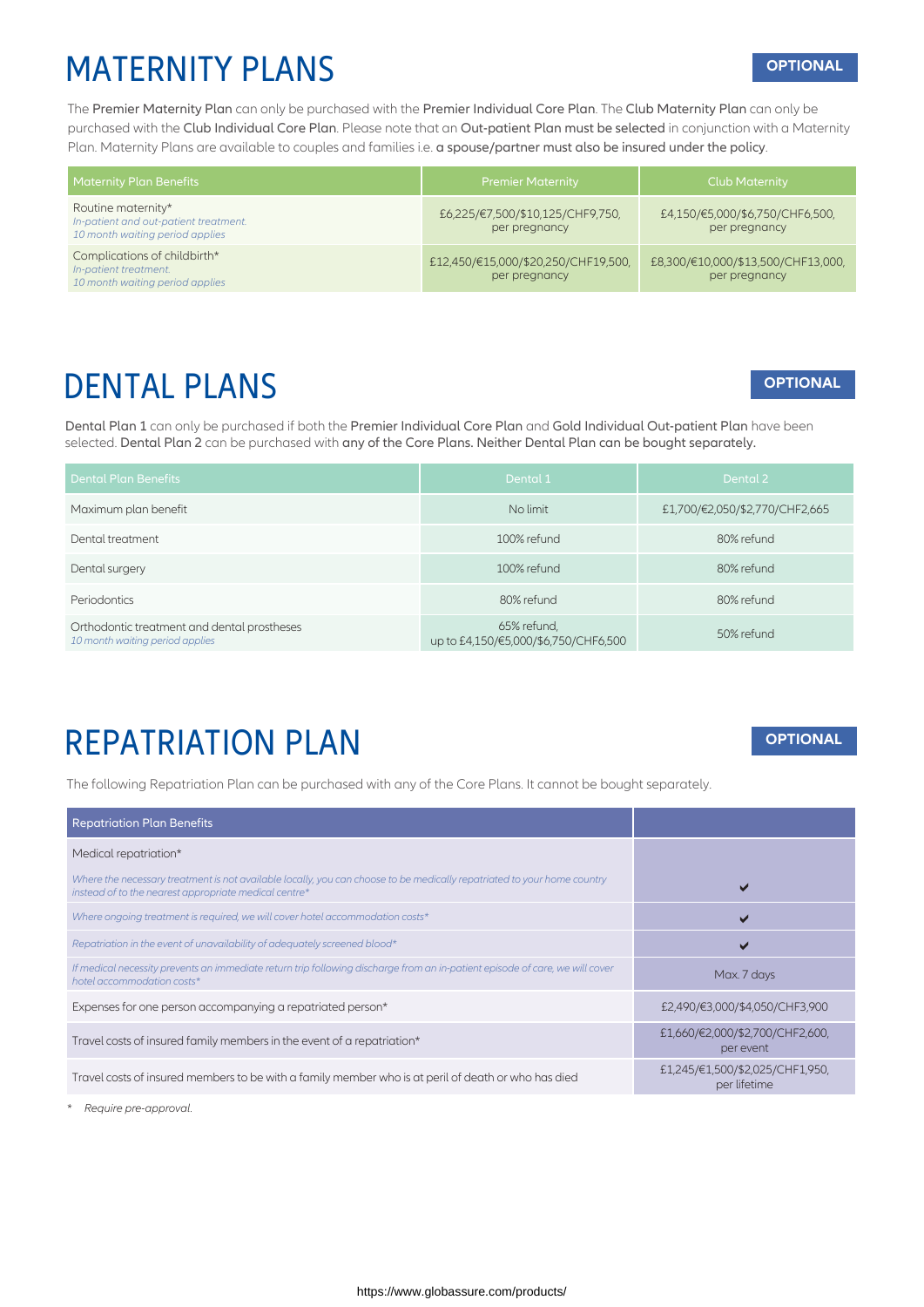# MATERNITY PLANS

**OPTIONAL**

The Premier Maternity Plan can only be purchased with the Premier Individual Core Plan. The Club Maternity Plan can only be purchased with the Club Individual Core Plan. Please note that an Out-patient Plan must be selected in conjunction with a Maternity Plan. Maternity Plans are available to couples and families i.e. a spouse/partner must also be insured under the policy.

| Maternity Plan Benefits | Premier Maternity | Club Maternity |
|---|---|---|
| Routine maternity* *In-patient and out-patient treatment. 10 month waiting period applies* | £6,225/€7,500/$10,125/CHF9,750, per pregnancy | £4,150/€5,000/$6,750/CHF6,500, per pregnancy |
| Complications of childbirth* *In-patient treatment. 10 month waiting period applies* | £12,450/€15,000/$20,250/CHF19,500, per pregnancy | £8,300/€10,000/$13,500/CHF13,000, per pregnancy |

# DENTAL PLANS

**OPTIONAL**

Dental Plan 1 can only be purchased if both the Premier Individual Core Plan and Gold Individual Out-patient Plan have been selected. Dental Plan 2 can be purchased with any of the Core Plans. Neither Dental Plan can be bought separately.

| Dental Plan Benefits | Dental 1 | Dental 2 |
|---|---|---|
| Maximum plan benefit | No limit | £1,700/€2,050/$2,770/CHF2,665 |
| Dental treatment | 100% refund | 80% refund |
| Dental surgery | 100% refund | 80% refund |
| Periodontics | 80% refund | 80% refund |
| Orthodontic treatment and dental prostheses *10 month waiting period applies* | 65% refund, up to £4,150/€5,000/$6,750/CHF6,500 | 50% refund |

# REPATRIATION PLAN

**OPTIONAL**

The following Repatriation Plan can be purchased with any of the Core Plans. It cannot be bought separately.

| Repatriation Plan Benefits | |
|---|---|
| Medical repatriation* *Where the necessary treatment is not available locally, you can choose to be medically repatriated to your home country instead of to the nearest appropriate medical centre** | ✔ |
| *Where ongoing treatment is required, we will cover hotel accommodation costs** | ✔ |
| *Repatriation in the event of unavailability of adequately screened blood** | ✔ |
| *If medical necessity prevents an immediate return trip following discharge from an in-patient episode of care, we will cover hotel accommodation costs** | Max. 7 days |
| Expenses for one person accompanying a repatriated person* | £2,490/€3,000/$4,050/CHF3,900 |
| Travel costs of insured family members in the event of a repatriation* | £1,660/€2,000/$2,700/CHF2,600, per event |
| Travel costs of insured members to be with a family member who is at peril of death or who has died | £1,245/€1,500/$2,025/CHF1,950, per lifetime |

\* *Require pre-approval.*

https://www.globassure.com/products/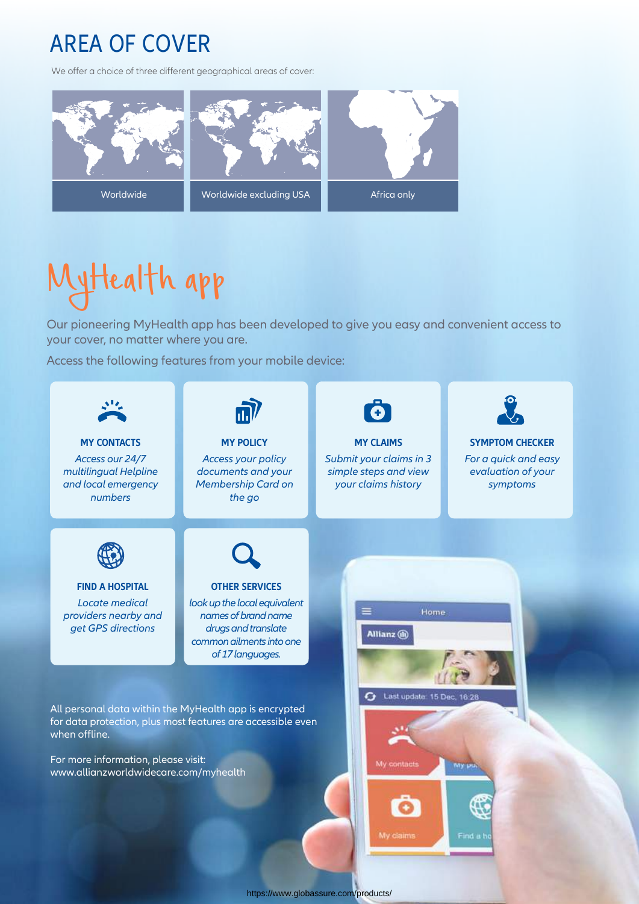# AREA OF COVER

We offer a choice of three different geographical areas of cover:

- Worldwide
- Worldwide excluding USA
- Africa only

# MyHealth app

Our pioneering MyHealth app has been developed to give you easy and convenient access to your cover, no matter where you are.

Access the following features from your mobile device:

**MY CONTACTS**
*Access our 24/7 multilingual Helpline and local emergency numbers*

**MY POLICY**
*Access your policy documents and your Membership Card on the go*

**MY CLAIMS**
*Submit your claims in 3 simple steps and view your claims history*

**SYMPTOM CHECKER**
*For a quick and easy evaluation of your symptoms*

**FIND A HOSPITAL**
*Locate medical providers nearby and get GPS directions*

**OTHER SERVICES**
*look up the local equivalent names of brand name drugs and translate common ailments into one of 17 languages.*

All personal data within the MyHealth app is encrypted for data protection, plus most features are accessible even when offline.

For more information, please visit:
www.allianzworldwidecare.com/myhealth

https://www.globassure.com/products/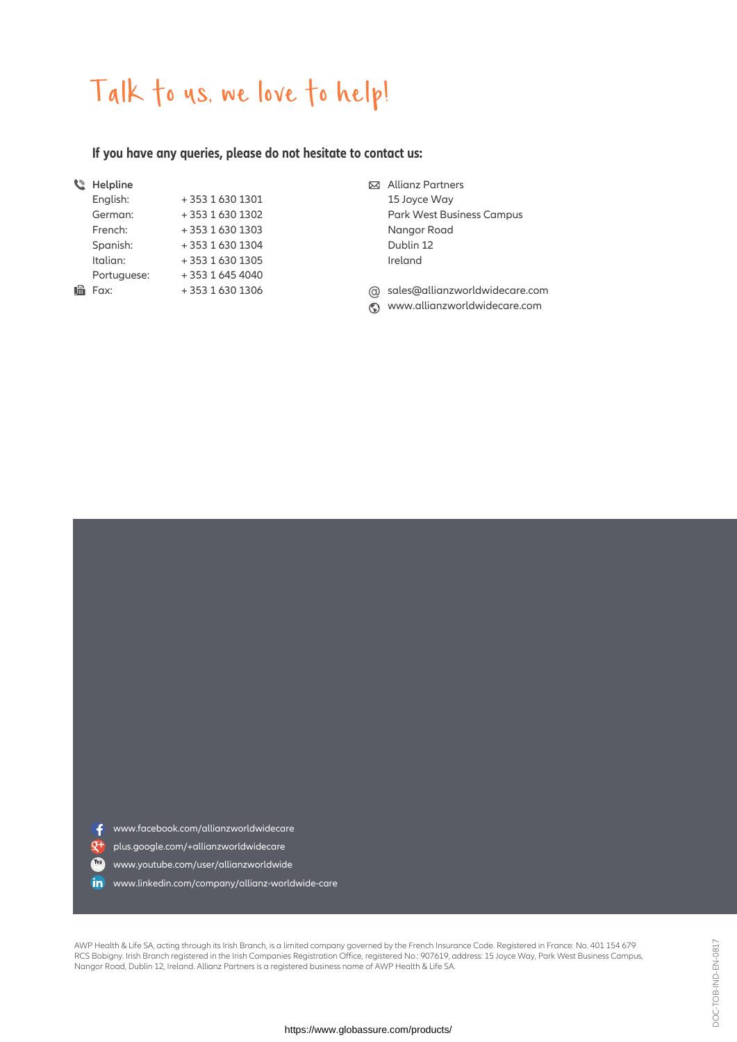# Talk to us, we love to help!

**If you have any queries, please do not hesitate to contact us:**

**Helpline**

| | |
|---|---|
| English: | + 353 1 630 1301 |
| German: | + 353 1 630 1302 |
| French: | + 353 1 630 1303 |
| Spanish: | + 353 1 630 1304 |
| Italian: | + 353 1 630 1305 |
| Portuguese: | + 353 1 645 4040 |
| Fax: | + 353 1 630 1306 |

Allianz Partners
15 Joyce Way
Park West Business Campus
Nangor Road
Dublin 12
Ireland

sales@allianzworldwidecare.com
www.allianzworldwidecare.com

www.facebook.com/allianzworldwidecare
plus.google.com/+allianzworldwidecare
www.youtube.com/user/allianzworldwide
www.linkedin.com/company/allianz-worldwide-care

AWP Health & Life SA, acting through its Irish Branch, is a limited company governed by the French Insurance Code. Registered in France: No. 401 154 679 RCS Bobigny. Irish Branch registered in the Irish Companies Registration Office, registered No.: 907619, address: 15 Joyce Way, Park West Business Campus, Nangor Road, Dublin 12, Ireland. Allianz Partners is a registered business name of AWP Health & Life SA.

DOC-TOB-IND-EN-0817

https://www.globassure.com/products/